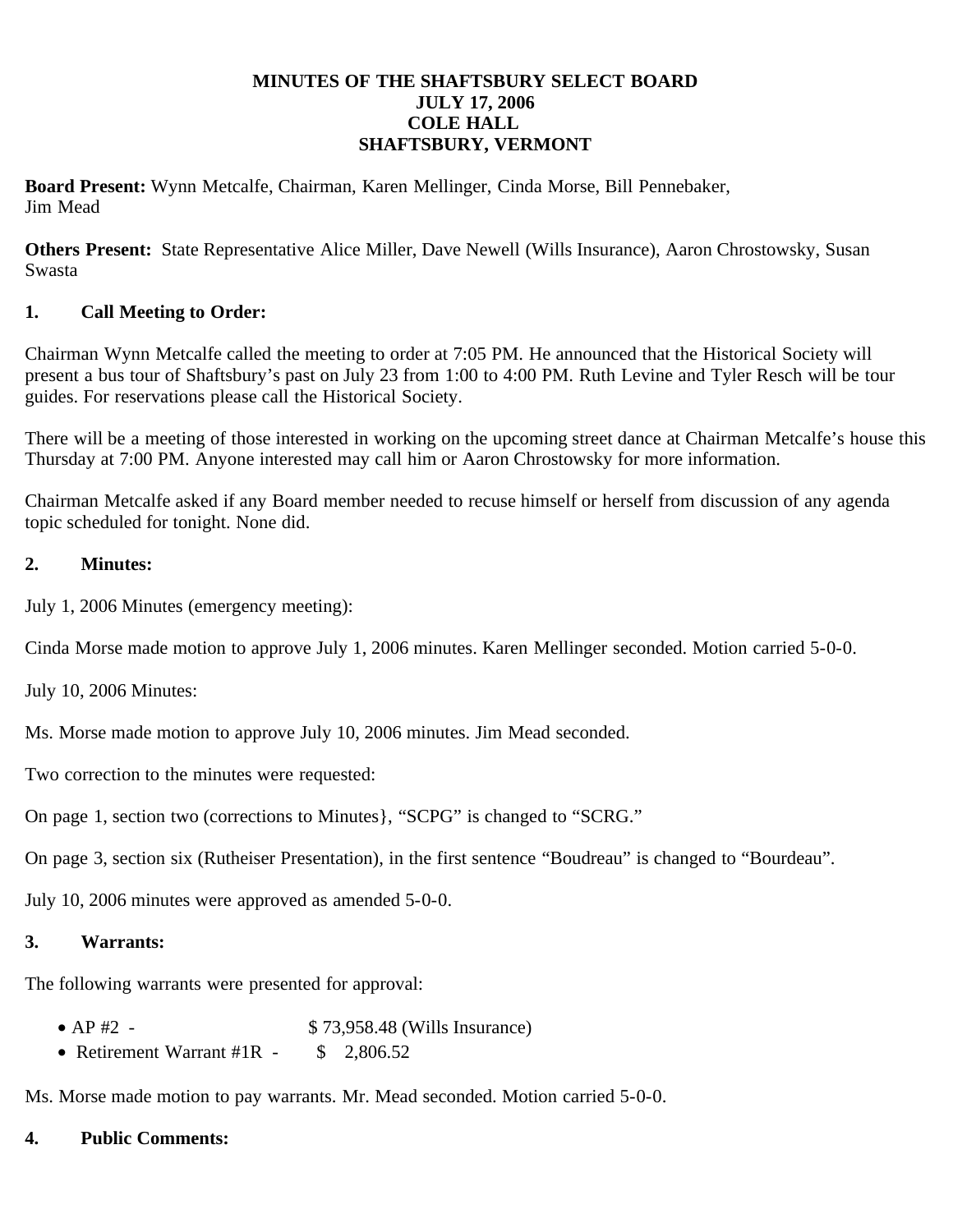# MINUTES OF THE SHAFTSBURY SELECT BOARD
# JULY 17, 2006
# COLE HALL
# SHAFTSBURY, VERMONT

**Board Present:** Wynn Metcalfe, Chairman, Karen Mellinger, Cinda Morse, Bill Pennebaker, Jim Mead

**Others Present:** State Representative Alice Miller, Dave Newell (Wills Insurance), Aaron Chrostowsky, Susan Swasta

## 1. Call Meeting to Order:

Chairman Wynn Metcalfe called the meeting to order at 7:05 PM. He announced that the Historical Society will present a bus tour of Shaftsbury's past on July 23 from 1:00 to 4:00 PM. Ruth Levine and Tyler Resch will be tour guides. For reservations please call the Historical Society.

There will be a meeting of those interested in working on the upcoming street dance at Chairman Metcalfe's house this Thursday at 7:00 PM. Anyone interested may call him or Aaron Chrostowsky for more information.

Chairman Metcalfe asked if any Board member needed to recuse himself or herself from discussion of any agenda topic scheduled for tonight. None did.

## 2. Minutes:

July 1, 2006 Minutes (emergency meeting):

Cinda Morse made motion to approve July 1, 2006 minutes. Karen Mellinger seconded. Motion carried 5-0-0.

July 10, 2006 Minutes:

Ms. Morse made motion to approve July 10, 2006 minutes. Jim Mead seconded.

Two correction to the minutes were requested:

On page 1, section two (corrections to Minutes}, "SCPG" is changed to "SCRG."

On page 3, section six (Rutheiser Presentation), in the first sentence "Boudreau" is changed to "Bourdeau".

July 10, 2006 minutes were approved as amended 5-0-0.

## 3. Warrants:

The following warrants were presented for approval:

- AP #2 - $ 73,958.48 (Wills Insurance)
- Retirement Warrant #1R - $ 2,806.52

Ms. Morse made motion to pay warrants. Mr. Mead seconded. Motion carried 5-0-0.

## 4. Public Comments: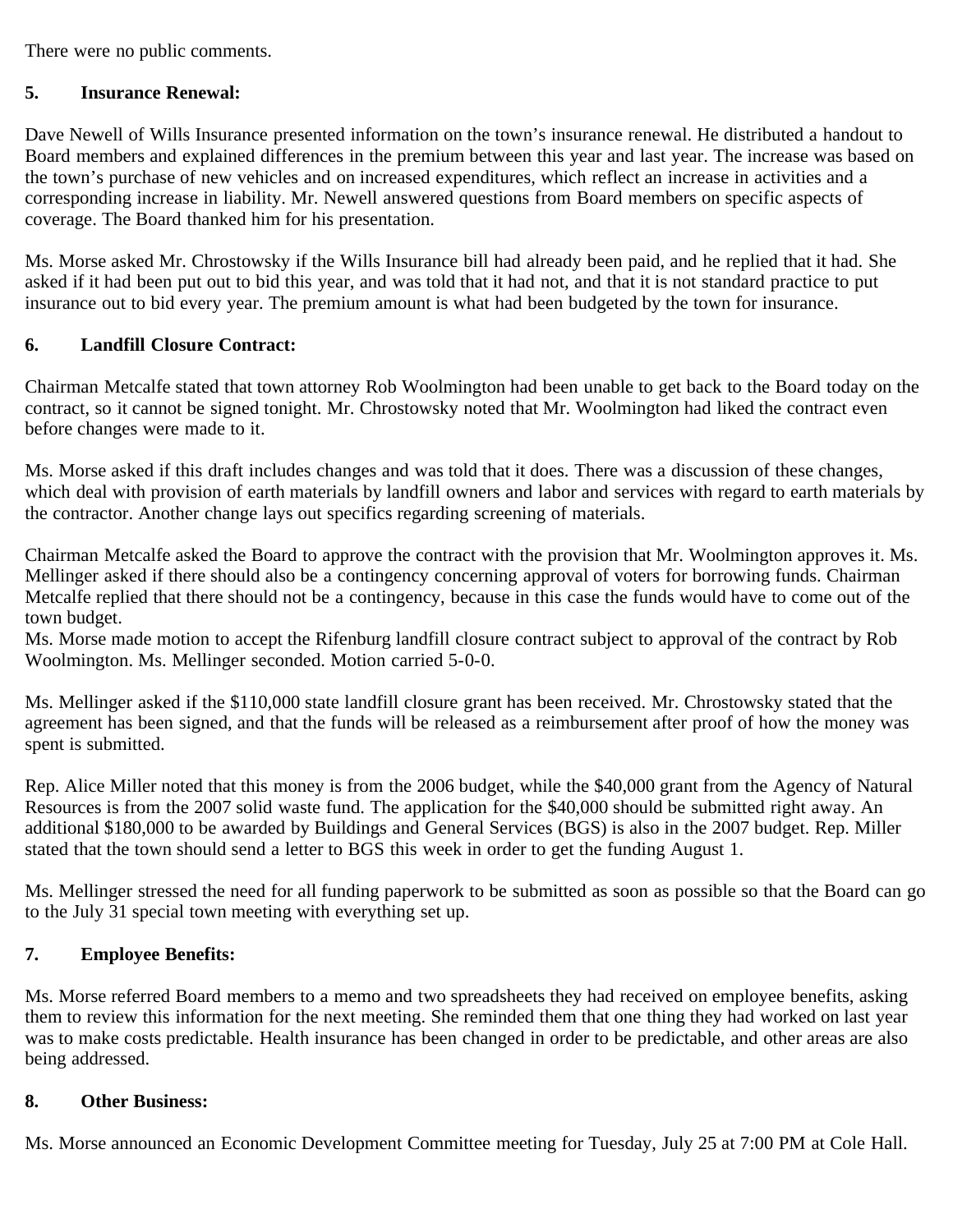There were no public comments.

**5. Insurance Renewal:**

Dave Newell of Wills Insurance presented information on the town's insurance renewal. He distributed a handout to Board members and explained differences in the premium between this year and last year. The increase was based on the town's purchase of new vehicles and on increased expenditures, which reflect an increase in activities and a corresponding increase in liability. Mr. Newell answered questions from Board members on specific aspects of coverage. The Board thanked him for his presentation.

Ms. Morse asked Mr. Chrostowsky if the Wills Insurance bill had already been paid, and he replied that it had. She asked if it had been put out to bid this year, and was told that it had not, and that it is not standard practice to put insurance out to bid every year. The premium amount is what had been budgeted by the town for insurance.

**6. Landfill Closure Contract:**

Chairman Metcalfe stated that town attorney Rob Woolmington had been unable to get back to the Board today on the contract, so it cannot be signed tonight. Mr. Chrostowsky noted that Mr. Woolmington had liked the contract even before changes were made to it.

Ms. Morse asked if this draft includes changes and was told that it does. There was a discussion of these changes, which deal with provision of earth materials by landfill owners and labor and services with regard to earth materials by the contractor. Another change lays out specifics regarding screening of materials.

Chairman Metcalfe asked the Board to approve the contract with the provision that Mr. Woolmington approves it. Ms. Mellinger asked if there should also be a contingency concerning approval of voters for borrowing funds. Chairman Metcalfe replied that there should not be a contingency, because in this case the funds would have to come out of the town budget.
Ms. Morse made motion to accept the Rifenburg landfill closure contract subject to approval of the contract by Rob Woolmington. Ms. Mellinger seconded. Motion carried 5-0-0.

Ms. Mellinger asked if the $110,000 state landfill closure grant has been received. Mr. Chrostowsky stated that the agreement has been signed, and that the funds will be released as a reimbursement after proof of how the money was spent is submitted.

Rep. Alice Miller noted that this money is from the 2006 budget, while the $40,000 grant from the Agency of Natural Resources is from the 2007 solid waste fund. The application for the $40,000 should be submitted right away. An additional $180,000 to be awarded by Buildings and General Services (BGS) is also in the 2007 budget. Rep. Miller stated that the town should send a letter to BGS this week in order to get the funding August 1.

Ms. Mellinger stressed the need for all funding paperwork to be submitted as soon as possible so that the Board can go to the July 31 special town meeting with everything set up.

**7. Employee Benefits:**

Ms. Morse referred Board members to a memo and two spreadsheets they had received on employee benefits, asking them to review this information for the next meeting. She reminded them that one thing they had worked on last year was to make costs predictable. Health insurance has been changed in order to be predictable, and other areas are also being addressed.

**8. Other Business:**

Ms. Morse announced an Economic Development Committee meeting for Tuesday, July 25 at 7:00 PM at Cole Hall.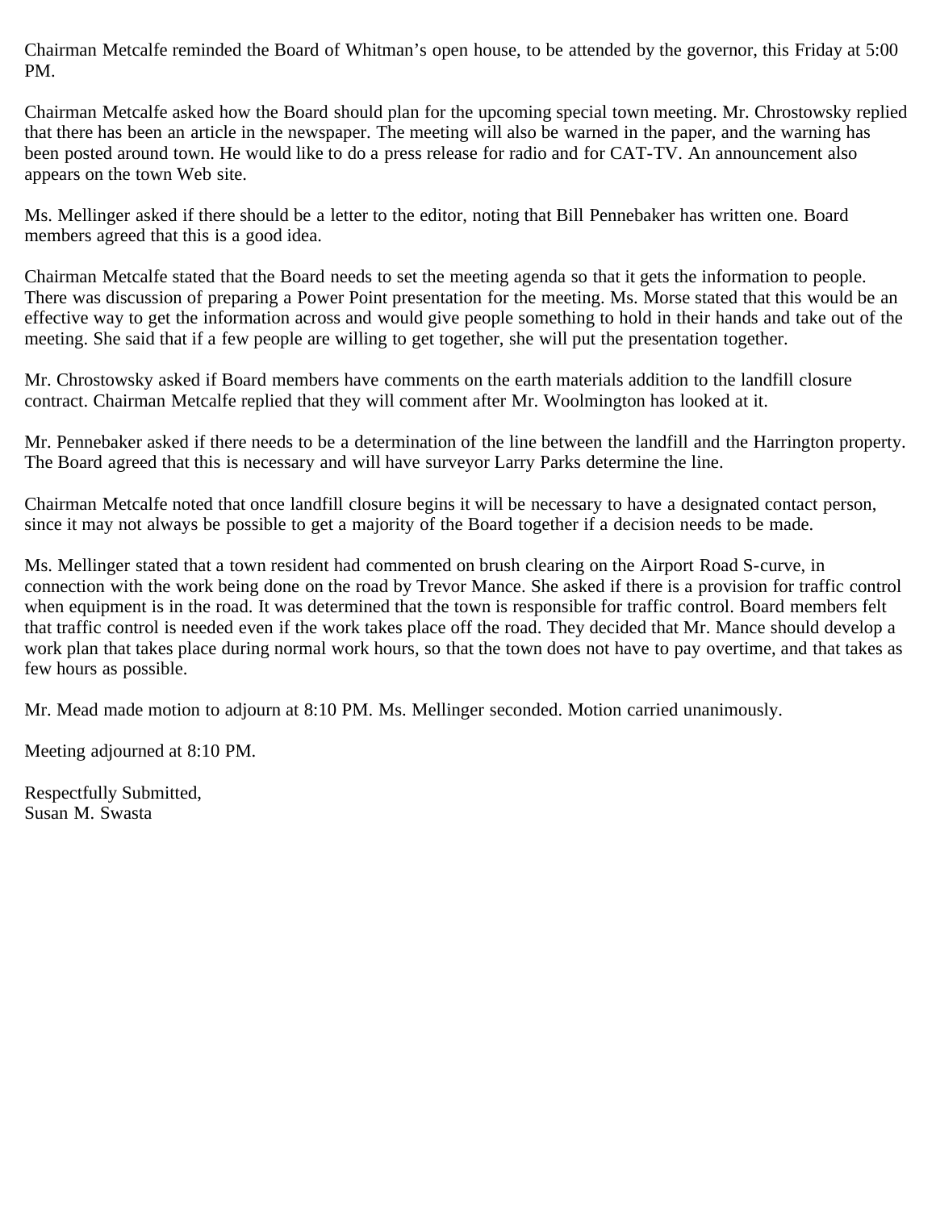Chairman Metcalfe reminded the Board of Whitman's open house, to be attended by the governor, this Friday at 5:00 PM.

Chairman Metcalfe asked how the Board should plan for the upcoming special town meeting. Mr. Chrostowsky replied that there has been an article in the newspaper. The meeting will also be warned in the paper, and the warning has been posted around town. He would like to do a press release for radio and for CAT-TV. An announcement also appears on the town Web site.

Ms. Mellinger asked if there should be a letter to the editor, noting that Bill Pennebaker has written one. Board members agreed that this is a good idea.

Chairman Metcalfe stated that the Board needs to set the meeting agenda so that it gets the information to people. There was discussion of preparing a Power Point presentation for the meeting. Ms. Morse stated that this would be an effective way to get the information across and would give people something to hold in their hands and take out of the meeting. She said that if a few people are willing to get together, she will put the presentation together.

Mr. Chrostowsky asked if Board members have comments on the earth materials addition to the landfill closure contract. Chairman Metcalfe replied that they will comment after Mr. Woolmington has looked at it.

Mr. Pennebaker asked if there needs to be a determination of the line between the landfill and the Harrington property. The Board agreed that this is necessary and will have surveyor Larry Parks determine the line.

Chairman Metcalfe noted that once landfill closure begins it will be necessary to have a designated contact person, since it may not always be possible to get a majority of the Board together if a decision needs to be made.

Ms. Mellinger stated that a town resident had commented on brush clearing on the Airport Road S-curve, in connection with the work being done on the road by Trevor Mance. She asked if there is a provision for traffic control when equipment is in the road. It was determined that the town is responsible for traffic control. Board members felt that traffic control is needed even if the work takes place off the road. They decided that Mr. Mance should develop a work plan that takes place during normal work hours, so that the town does not have to pay overtime, and that takes as few hours as possible.

Mr. Mead made motion to adjourn at 8:10 PM. Ms. Mellinger seconded. Motion carried unanimously.

Meeting adjourned at 8:10 PM.

Respectfully Submitted,
Susan M. Swasta